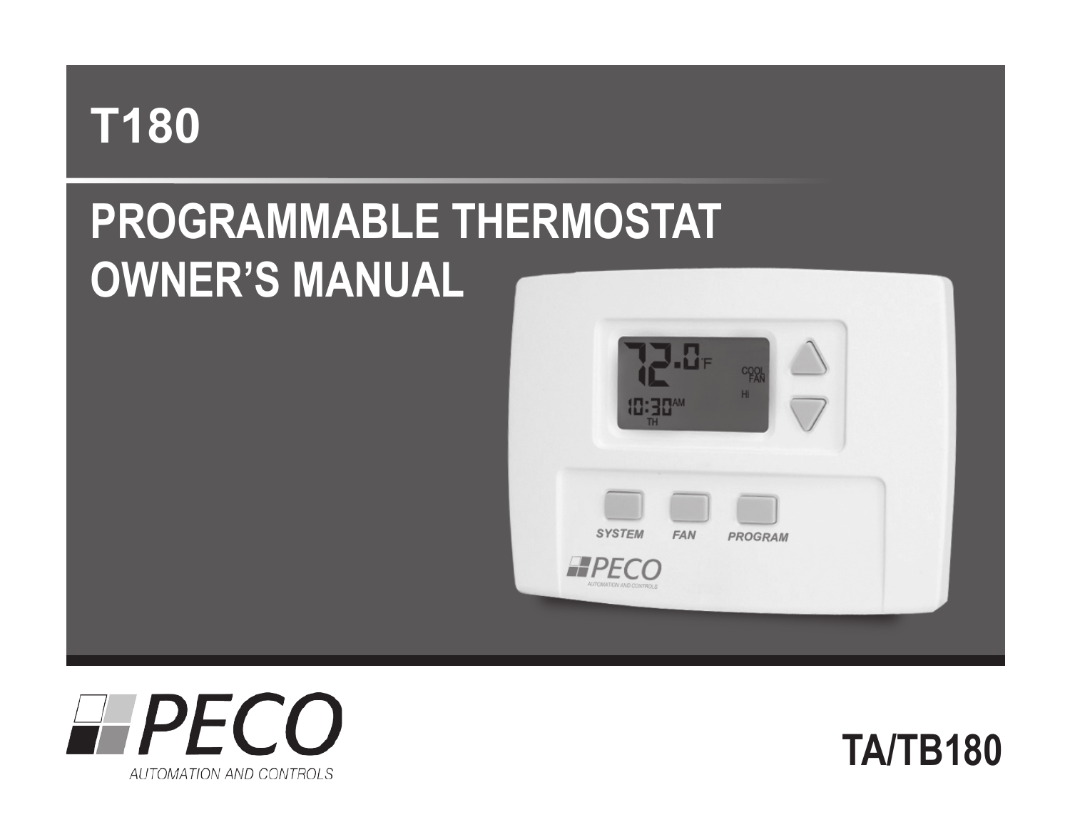# T180

## PROGRAMMABLE THERMOSTAT OWNER'S MANUAL

PECO
AUTOMATION AND CONTROLS

TA/TB180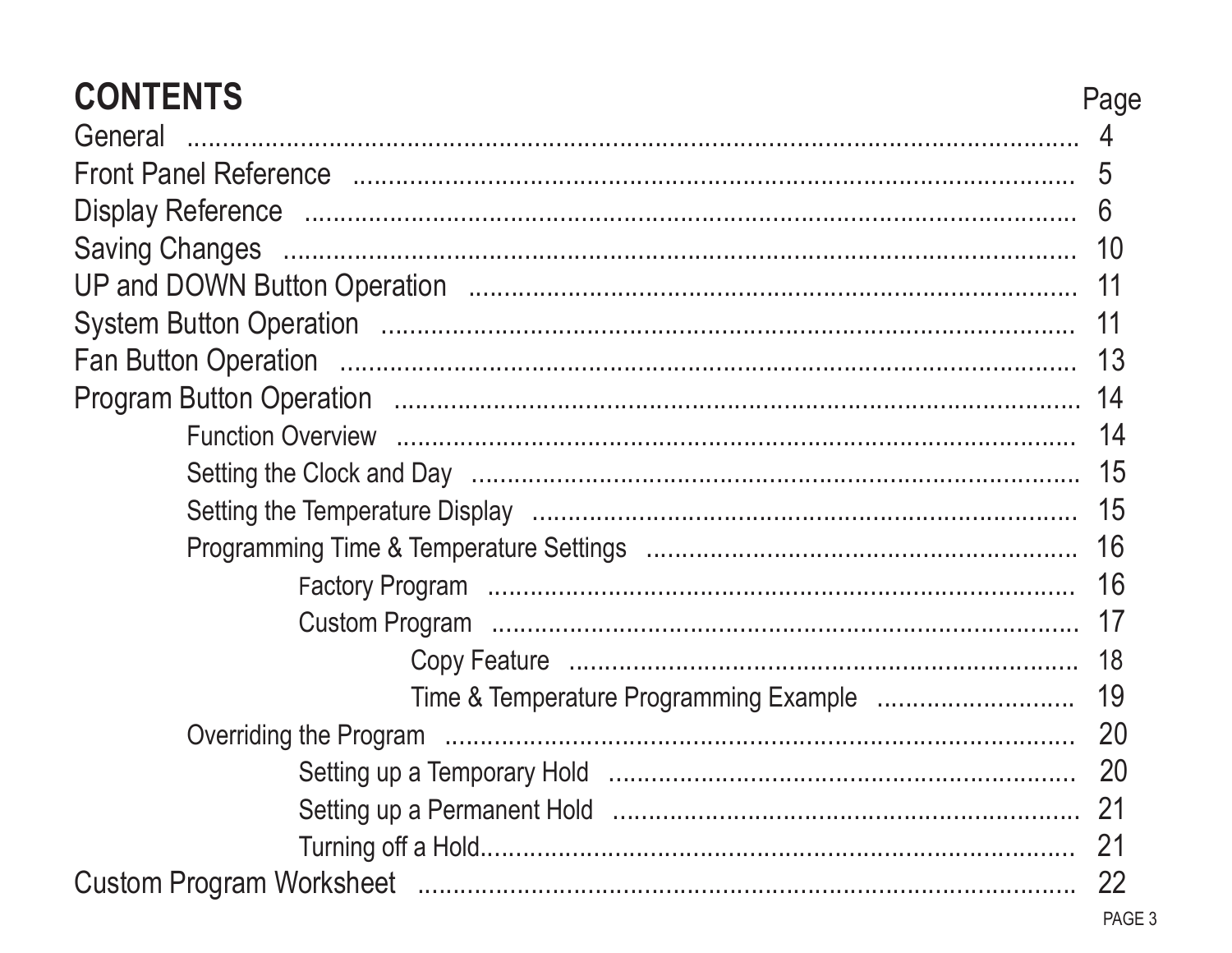# CONTENTS

| | Page |
|---|---|
| General | 4 |
| Front Panel Reference | 5 |
| Display Reference | 6 |
| Saving Changes | 10 |
| UP and DOWN Button Operation | 11 |
| System Button Operation | 11 |
| Fan Button Operation | 13 |
| Program Button Operation | 14 |
| Function Overview | 14 |
| Setting the Clock and Day | 15 |
| Setting the Temperature Display | 15 |
| Programming Time & Temperature Settings | 16 |
| Factory Program | 16 |
| Custom Program | 17 |
| Copy Feature | 18 |
| Time & Temperature Programming Example | 19 |
| Overriding the Program | 20 |
| Setting up a Temporary Hold | 20 |
| Setting up a Permanent Hold | 21 |
| Turning off a Hold | 21 |
| Custom Program Worksheet | 22 |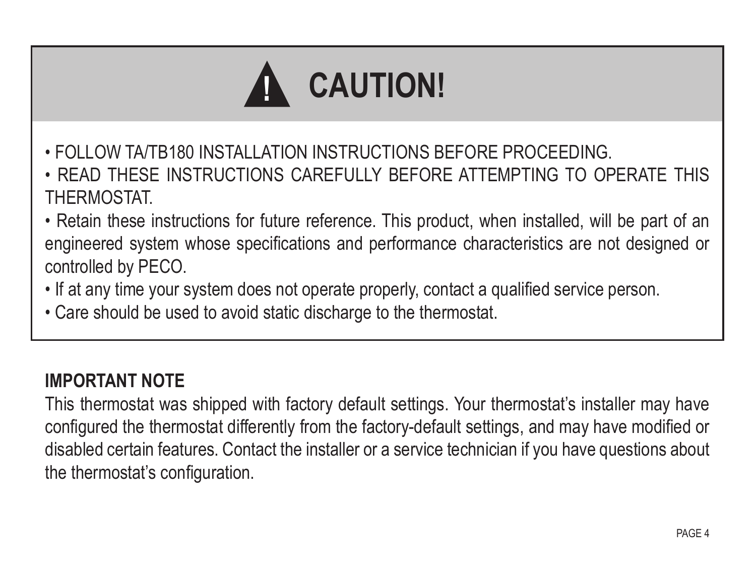# ⚠ CAUTION!

- FOLLOW TA/TB180 INSTALLATION INSTRUCTIONS BEFORE PROCEEDING.
- READ THESE INSTRUCTIONS CAREFULLY BEFORE ATTEMPTING TO OPERATE THIS THERMOSTAT.
- Retain these instructions for future reference. This product, when installed, will be part of an engineered system whose specifications and performance characteristics are not designed or controlled by PECO.
- If at any time your system does not operate properly, contact a qualified service person.
- Care should be used to avoid static discharge to the thermostat.

**IMPORTANT NOTE**

This thermostat was shipped with factory default settings. Your thermostat's installer may have configured the thermostat differently from the factory-default settings, and may have modified or disabled certain features. Contact the installer or a service technician if you have questions about the thermostat's configuration.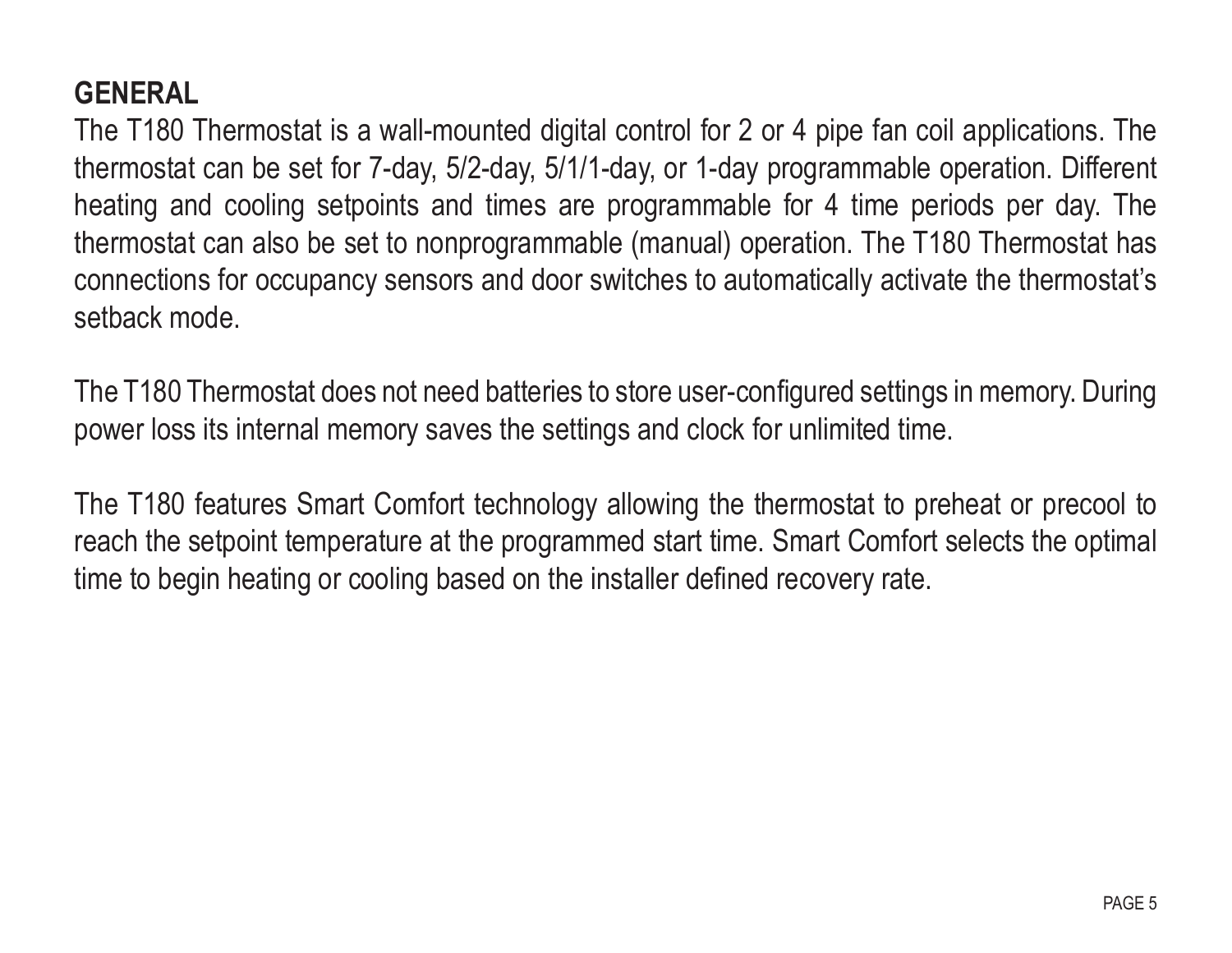## GENERAL

The T180 Thermostat is a wall-mounted digital control for 2 or 4 pipe fan coil applications. The thermostat can be set for 7-day, 5/2-day, 5/1/1-day, or 1-day programmable operation. Different heating and cooling setpoints and times are programmable for 4 time periods per day. The thermostat can also be set to nonprogrammable (manual) operation. The T180 Thermostat has connections for occupancy sensors and door switches to automatically activate the thermostat's setback mode.

The T180 Thermostat does not need batteries to store user-configured settings in memory. During power loss its internal memory saves the settings and clock for unlimited time.

The T180 features Smart Comfort technology allowing the thermostat to preheat or precool to reach the setpoint temperature at the programmed start time. Smart Comfort selects the optimal time to begin heating or cooling based on the installer defined recovery rate.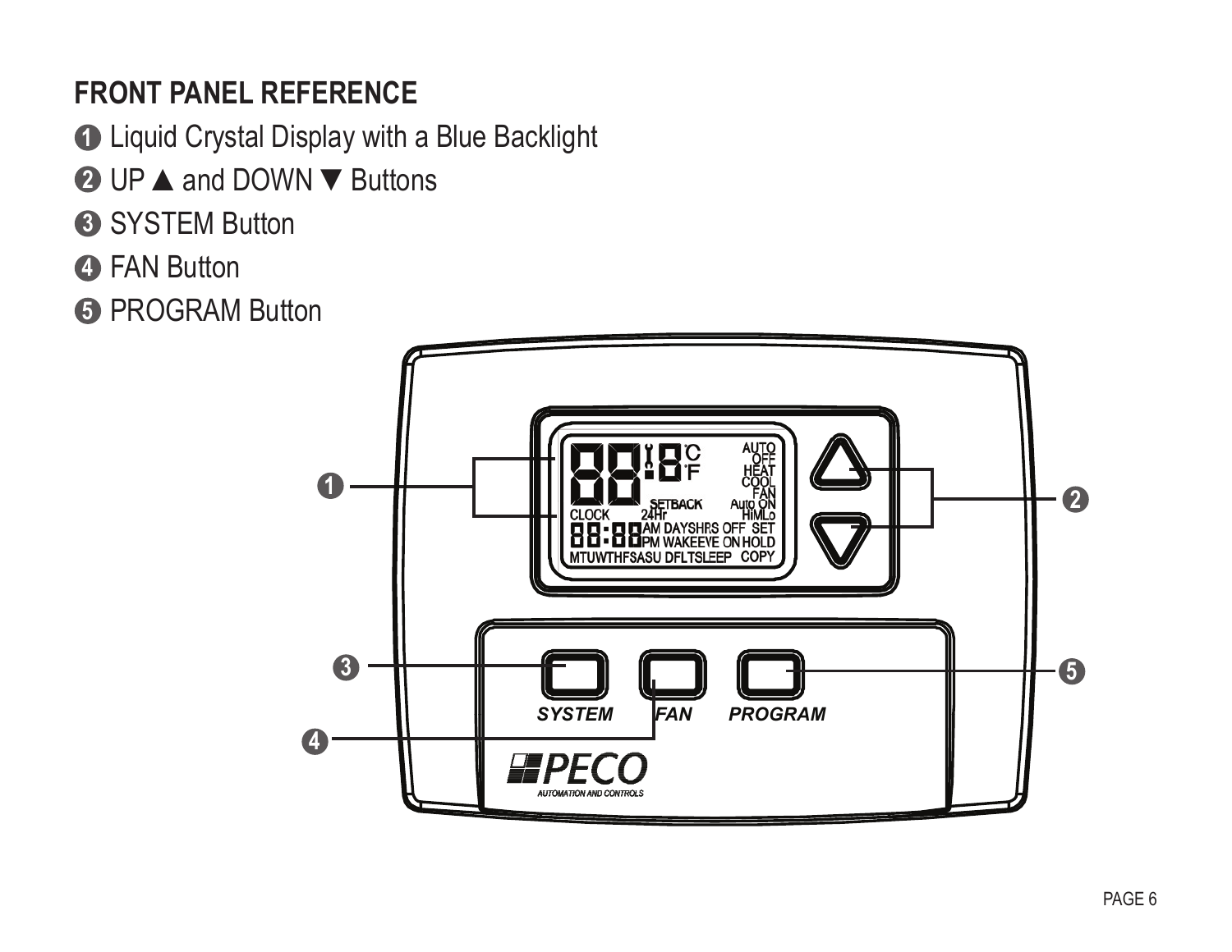## FRONT PANEL REFERENCE

1. Liquid Crystal Display with a Blue Backlight
2. UP ▲ and DOWN ▼ Buttons
3. SYSTEM Button
4. FAN Button
5. PROGRAM Button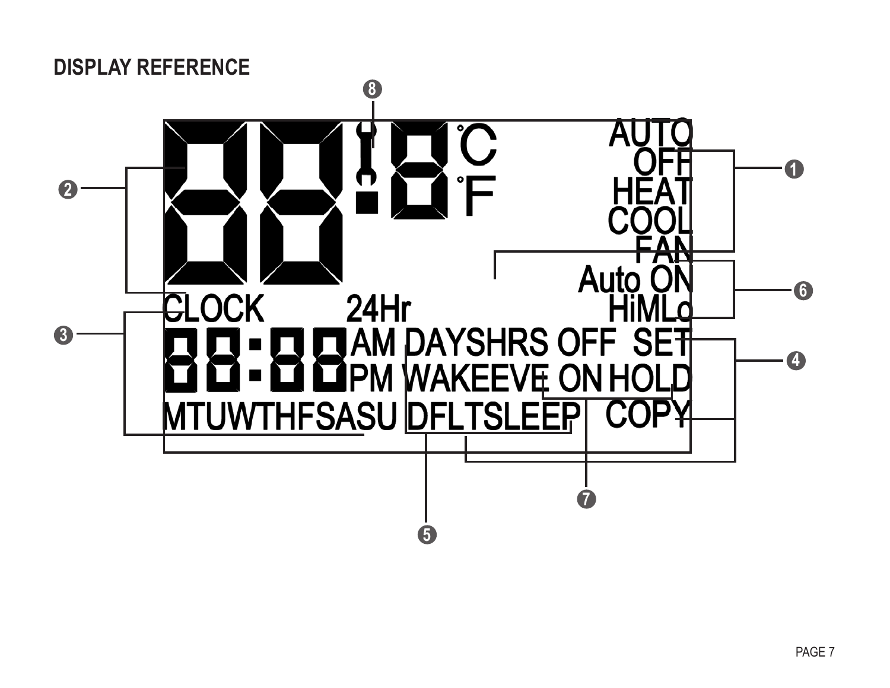## DISPLAY REFERENCE

88:8 °C °F

AUTO
OFF
HEAT
COOL
FAN

Auto ON
HiMLo

CLOCK 24Hr

88:88 AM PM

DAYSHRS OFF SET
WAKEEVE ON HOLD
DFLTSLEEP COPY

MTUWTHFSASU

❶ ❷ ❸ ❹ ❺ ❻ ❼ ❽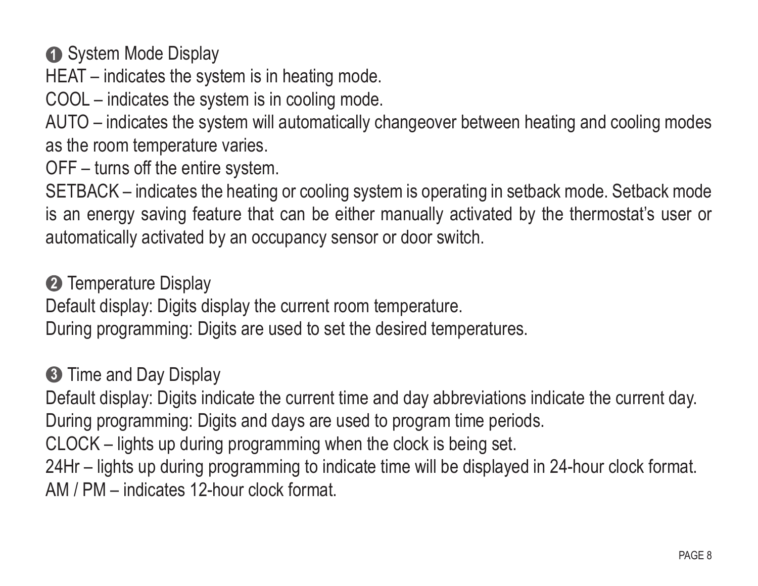❶ System Mode Display

HEAT – indicates the system is in heating mode.

COOL – indicates the system is in cooling mode.

AUTO – indicates the system will automatically changeover between heating and cooling modes as the room temperature varies.

OFF – turns off the entire system.

SETBACK – indicates the heating or cooling system is operating in setback mode. Setback mode is an energy saving feature that can be either manually activated by the thermostat's user or automatically activated by an occupancy sensor or door switch.

❷ Temperature Display

Default display: Digits display the current room temperature.

During programming: Digits are used to set the desired temperatures.

❸ Time and Day Display

Default display: Digits indicate the current time and day abbreviations indicate the current day.

During programming: Digits and days are used to program time periods.

CLOCK – lights up during programming when the clock is being set.

24Hr – lights up during programming to indicate time will be displayed in 24-hour clock format.

AM / PM – indicates 12-hour clock format.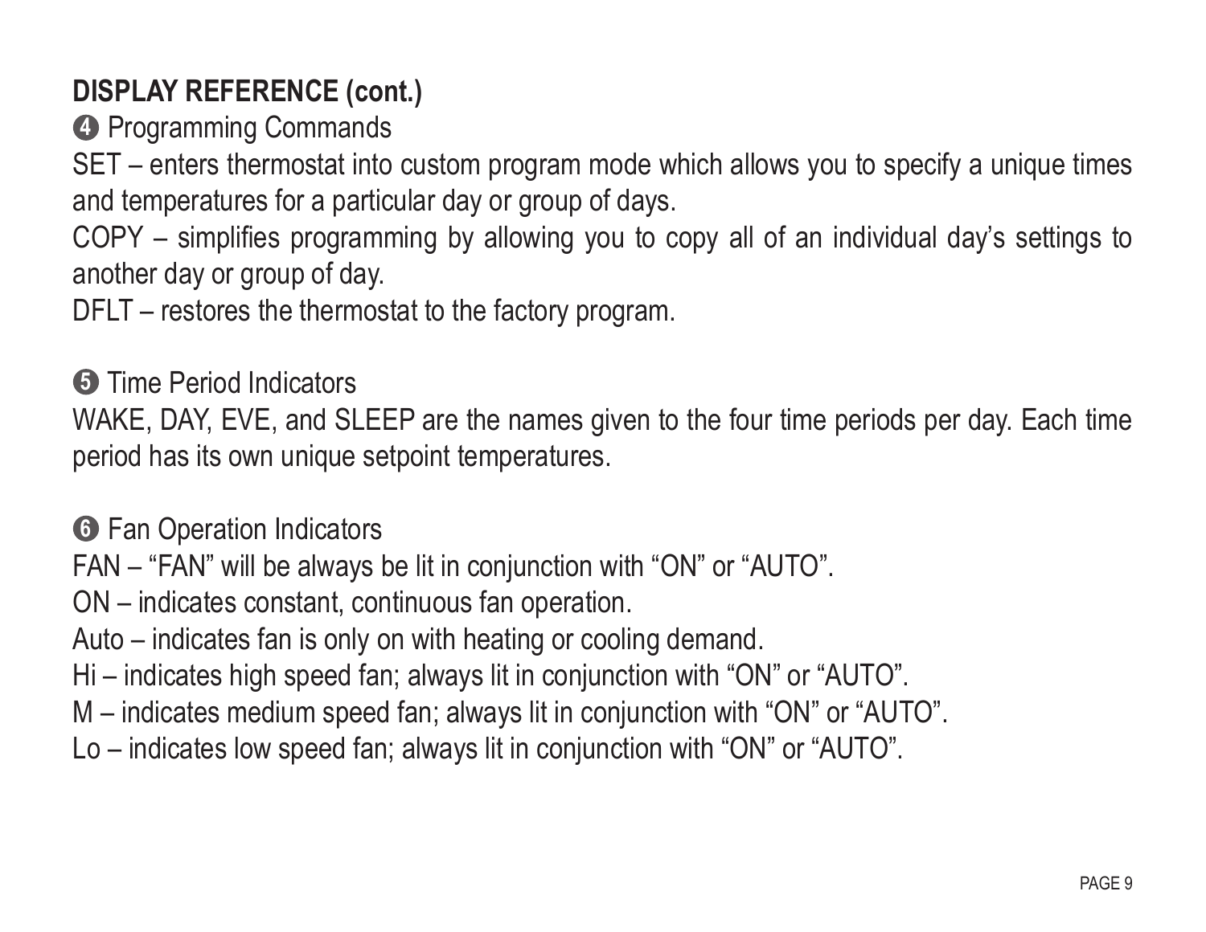## DISPLAY REFERENCE (cont.)

➍ Programming Commands

SET – enters thermostat into custom program mode which allows you to specify a unique times and temperatures for a particular day or group of days.

COPY – simplifies programming by allowing you to copy all of an individual day's settings to another day or group of day.

DFLT – restores the thermostat to the factory program.

➎ Time Period Indicators

WAKE, DAY, EVE, and SLEEP are the names given to the four time periods per day. Each time period has its own unique setpoint temperatures.

➏ Fan Operation Indicators

FAN – "FAN" will be always be lit in conjunction with "ON" or "AUTO".

ON – indicates constant, continuous fan operation.

Auto – indicates fan is only on with heating or cooling demand.

Hi – indicates high speed fan; always lit in conjunction with "ON" or "AUTO".

M – indicates medium speed fan; always lit in conjunction with "ON" or "AUTO".

Lo – indicates low speed fan; always lit in conjunction with "ON" or "AUTO".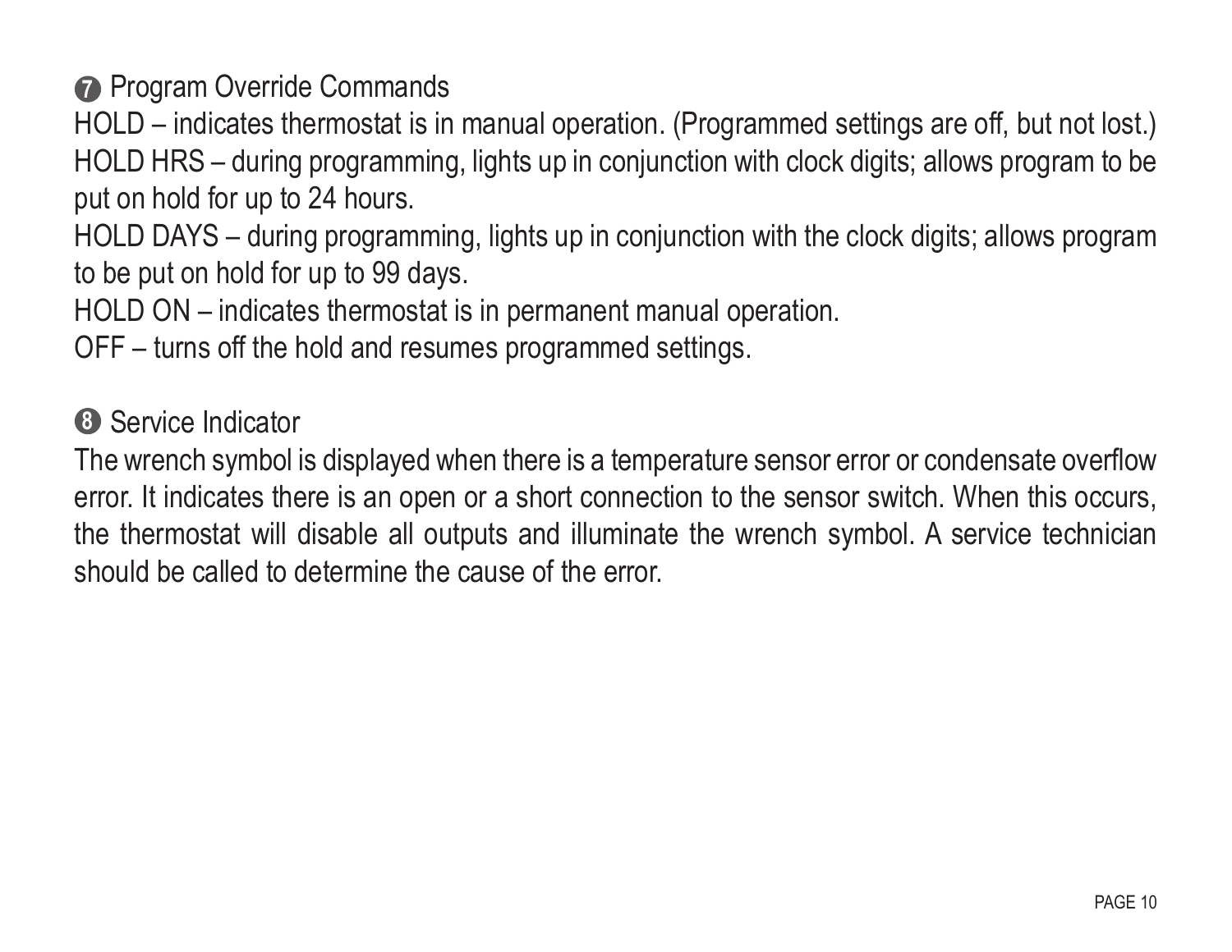## ❼ Program Override Commands

HOLD – indicates thermostat is in manual operation. (Programmed settings are off, but not lost.)
HOLD HRS – during programming, lights up in conjunction with clock digits; allows program to be put on hold for up to 24 hours.
HOLD DAYS – during programming, lights up in conjunction with the clock digits; allows program to be put on hold for up to 99 days.
HOLD ON – indicates thermostat is in permanent manual operation.
OFF – turns off the hold and resumes programmed settings.

## ❽ Service Indicator

The wrench symbol is displayed when there is a temperature sensor error or condensate overflow error. It indicates there is an open or a short connection to the sensor switch. When this occurs, the thermostat will disable all outputs and illuminate the wrench symbol. A service technician should be called to determine the cause of the error.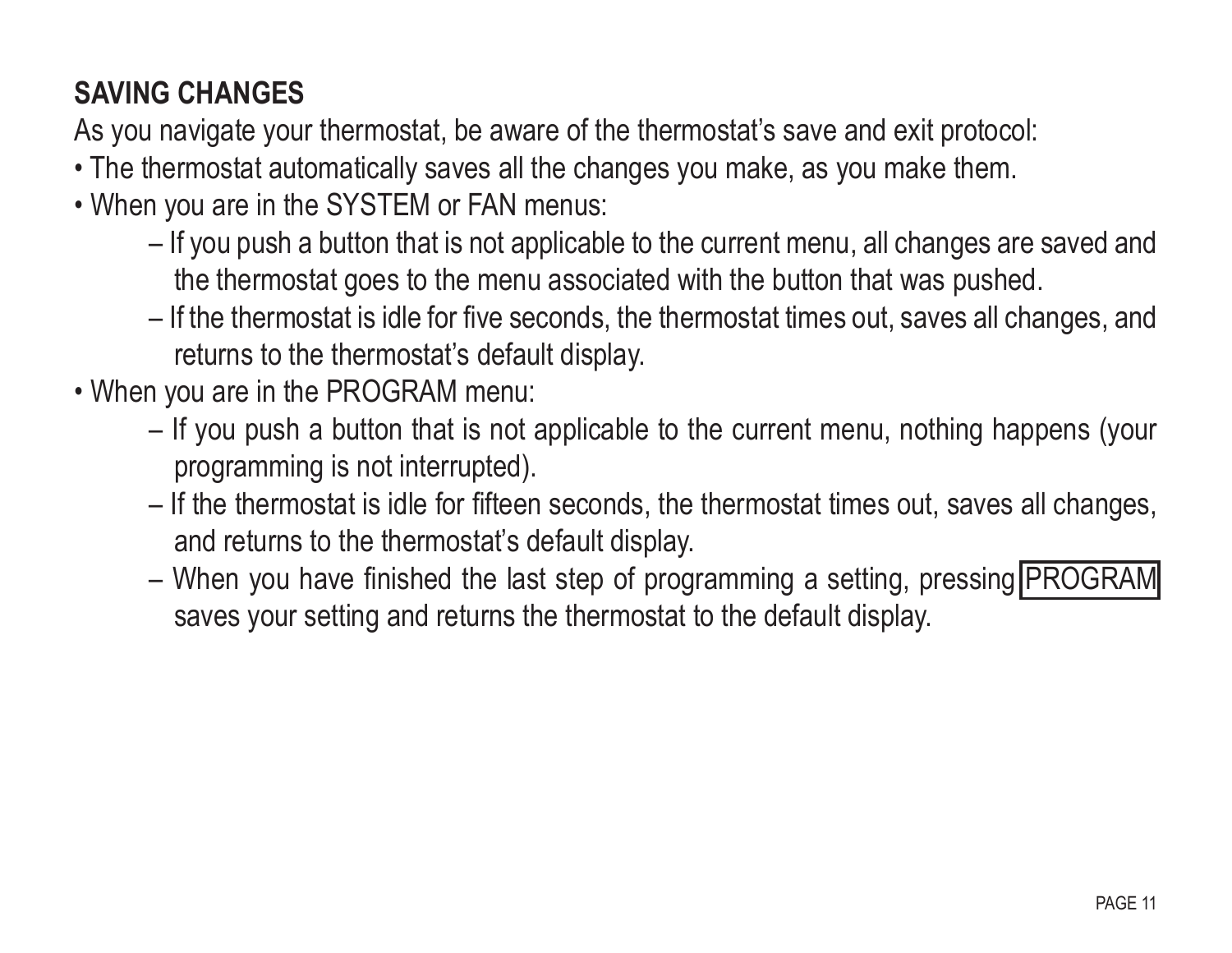## SAVING CHANGES

As you navigate your thermostat, be aware of the thermostat's save and exit protocol:

- The thermostat automatically saves all the changes you make, as you make them.
- When you are in the SYSTEM or FAN menus:
  - If you push a button that is not applicable to the current menu, all changes are saved and the thermostat goes to the menu associated with the button that was pushed.
  - If the thermostat is idle for five seconds, the thermostat times out, saves all changes, and returns to the thermostat's default display.
- When you are in the PROGRAM menu:
  - If you push a button that is not applicable to the current menu, nothing happens (your programming is not interrupted).
  - If the thermostat is idle for fifteen seconds, the thermostat times out, saves all changes, and returns to the thermostat's default display.
  - When you have finished the last step of programming a setting, pressing PROGRAM saves your setting and returns the thermostat to the default display.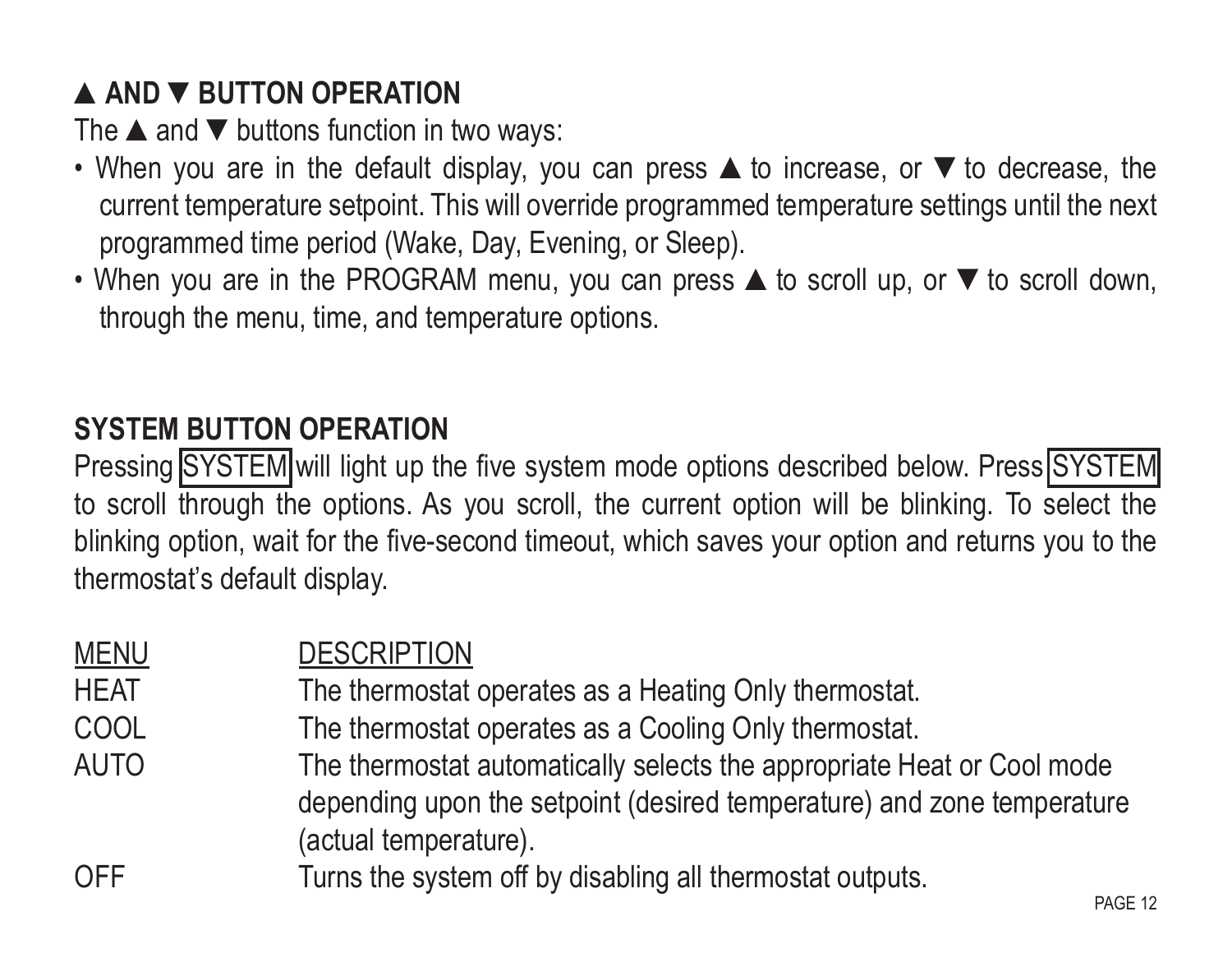## ▲ AND ▼ BUTTON OPERATION

The ▲ and ▼ buttons function in two ways:

- When you are in the default display, you can press ▲ to increase, or ▼ to decrease, the current temperature setpoint. This will override programmed temperature settings until the next programmed time period (Wake, Day, Evening, or Sleep).
- When you are in the PROGRAM menu, you can press ▲ to scroll up, or ▼ to scroll down, through the menu, time, and temperature options.

## SYSTEM BUTTON OPERATION

Pressing SYSTEM will light up the five system mode options described below. Press SYSTEM to scroll through the options. As you scroll, the current option will be blinking. To select the blinking option, wait for the five-second timeout, which saves your option and returns you to the thermostat's default display.

| MENU | DESCRIPTION |
| --- | --- |
| HEAT | The thermostat operates as a Heating Only thermostat. |
| COOL | The thermostat operates as a Cooling Only thermostat. |
| AUTO | The thermostat automatically selects the appropriate Heat or Cool mode depending upon the setpoint (desired temperature) and zone temperature (actual temperature). |
| OFF | Turns the system off by disabling all thermostat outputs. |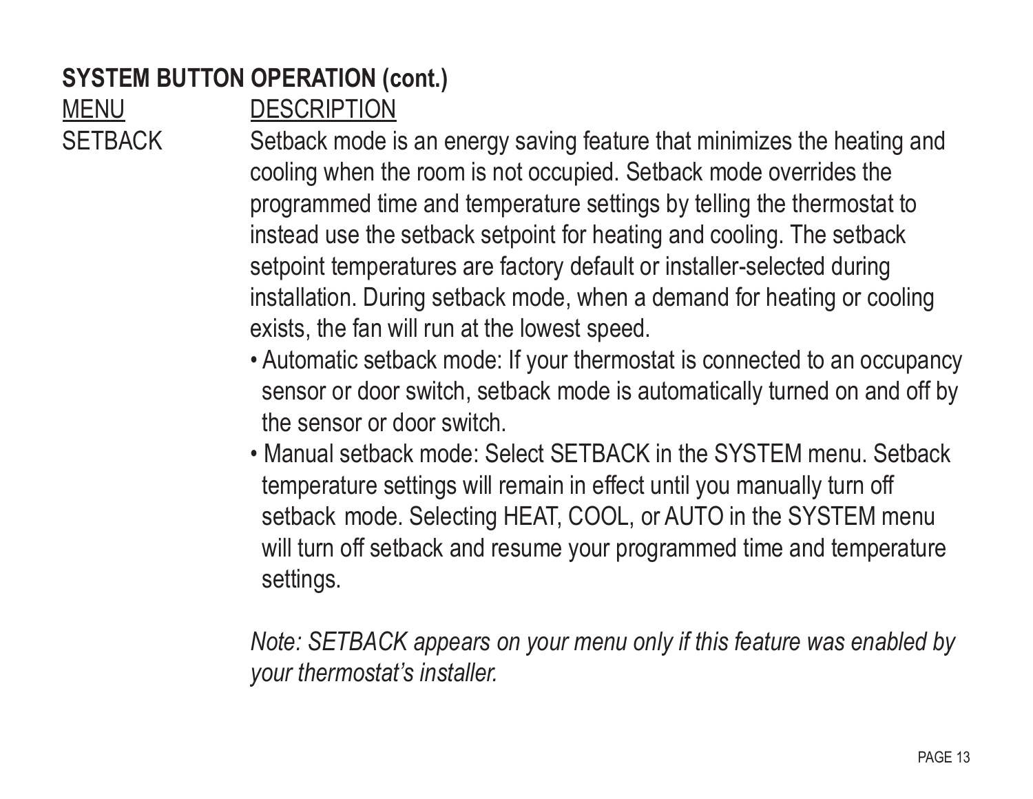**SYSTEM BUTTON OPERATION (cont.)**

| MENU | DESCRIPTION |
|---|---|
| SETBACK | Setback mode is an energy saving feature that minimizes the heating and cooling when the room is not occupied. Setback mode overrides the programmed time and temperature settings by telling the thermostat to instead use the setback setpoint for heating and cooling. The setback setpoint temperatures are factory default or installer-selected during installation. During setback mode, when a demand for heating or cooling exists, the fan will run at the lowest speed.<br>• Automatic setback mode: If your thermostat is connected to an occupancy sensor or door switch, setback mode is automatically turned on and off by the sensor or door switch.<br>• Manual setback mode: Select SETBACK in the SYSTEM menu. Setback temperature settings will remain in effect until you manually turn off setback mode. Selecting HEAT, COOL, or AUTO in the SYSTEM menu will turn off setback and resume your programmed time and temperature settings.<br><br>*Note: SETBACK appears on your menu only if this feature was enabled by your thermostat's installer.* |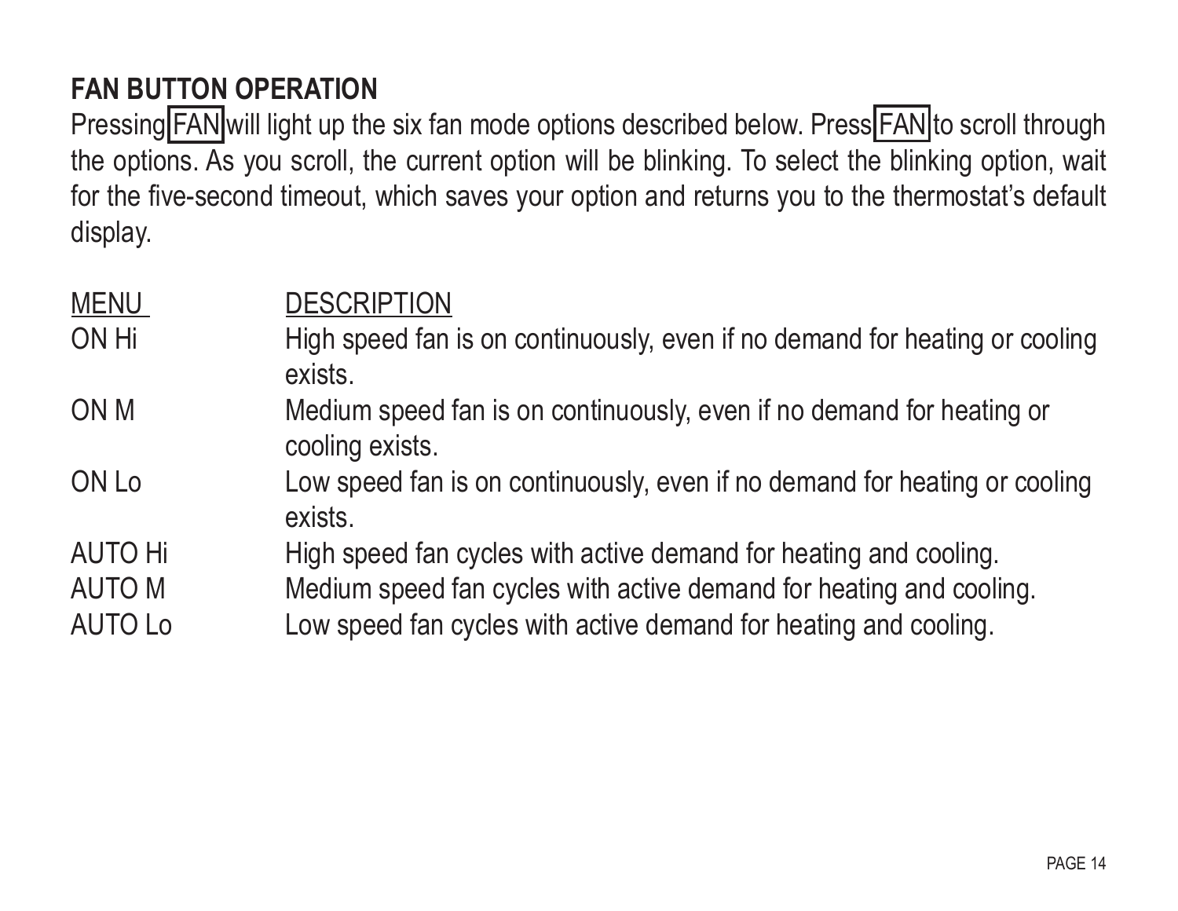## FAN BUTTON OPERATION

Pressing FAN will light up the six fan mode options described below. Press FAN to scroll through the options. As you scroll, the current option will be blinking. To select the blinking option, wait for the five-second timeout, which saves your option and returns you to the thermostat's default display.

| MENU | DESCRIPTION |
| --- | --- |
| ON Hi | High speed fan is on continuously, even if no demand for heating or cooling exists. |
| ON M | Medium speed fan is on continuously, even if no demand for heating or cooling exists. |
| ON Lo | Low speed fan is on continuously, even if no demand for heating or cooling exists. |
| AUTO Hi | High speed fan cycles with active demand for heating and cooling. |
| AUTO M | Medium speed fan cycles with active demand for heating and cooling. |
| AUTO Lo | Low speed fan cycles with active demand for heating and cooling. |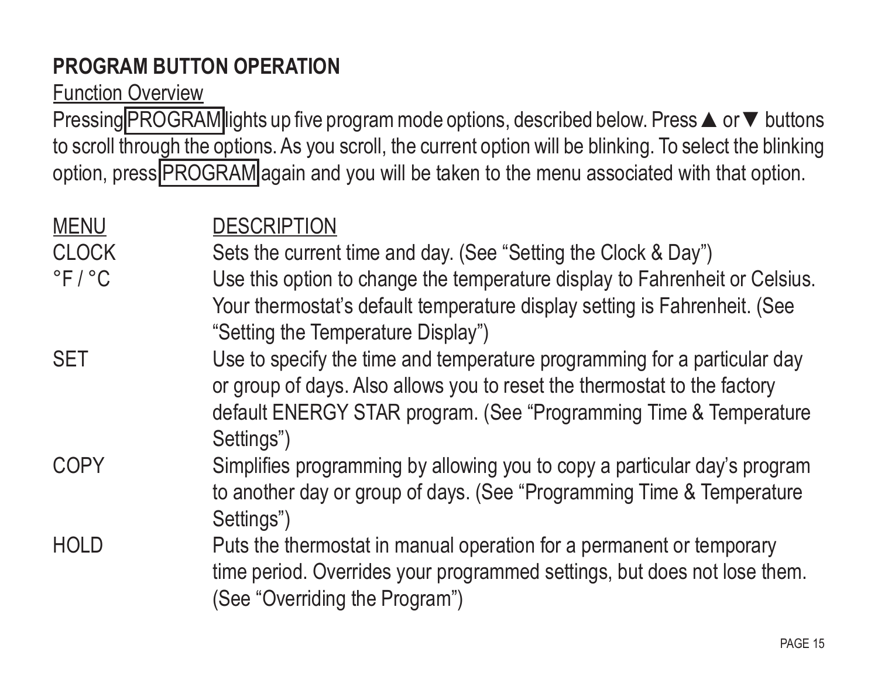## PROGRAM BUTTON OPERATION

Function Overview

Pressing PROGRAM lights up five program mode options, described below. Press ▲ or ▼ buttons to scroll through the options. As you scroll, the current option will be blinking. To select the blinking option, press PROGRAM again and you will be taken to the menu associated with that option.

| MENU | DESCRIPTION |
| --- | --- |
| CLOCK | Sets the current time and day. (See "Setting the Clock & Day") |
| °F / °C | Use this option to change the temperature display to Fahrenheit or Celsius. Your thermostat's default temperature display setting is Fahrenheit. (See "Setting the Temperature Display") |
| SET | Use to specify the time and temperature programming for a particular day or group of days. Also allows you to reset the thermostat to the factory default ENERGY STAR program. (See "Programming Time & Temperature Settings") |
| COPY | Simplifies programming by allowing you to copy a particular day's program to another day or group of days. (See "Programming Time & Temperature Settings") |
| HOLD | Puts the thermostat in manual operation for a permanent or temporary time period. Overrides your programmed settings, but does not lose them. (See "Overriding the Program") |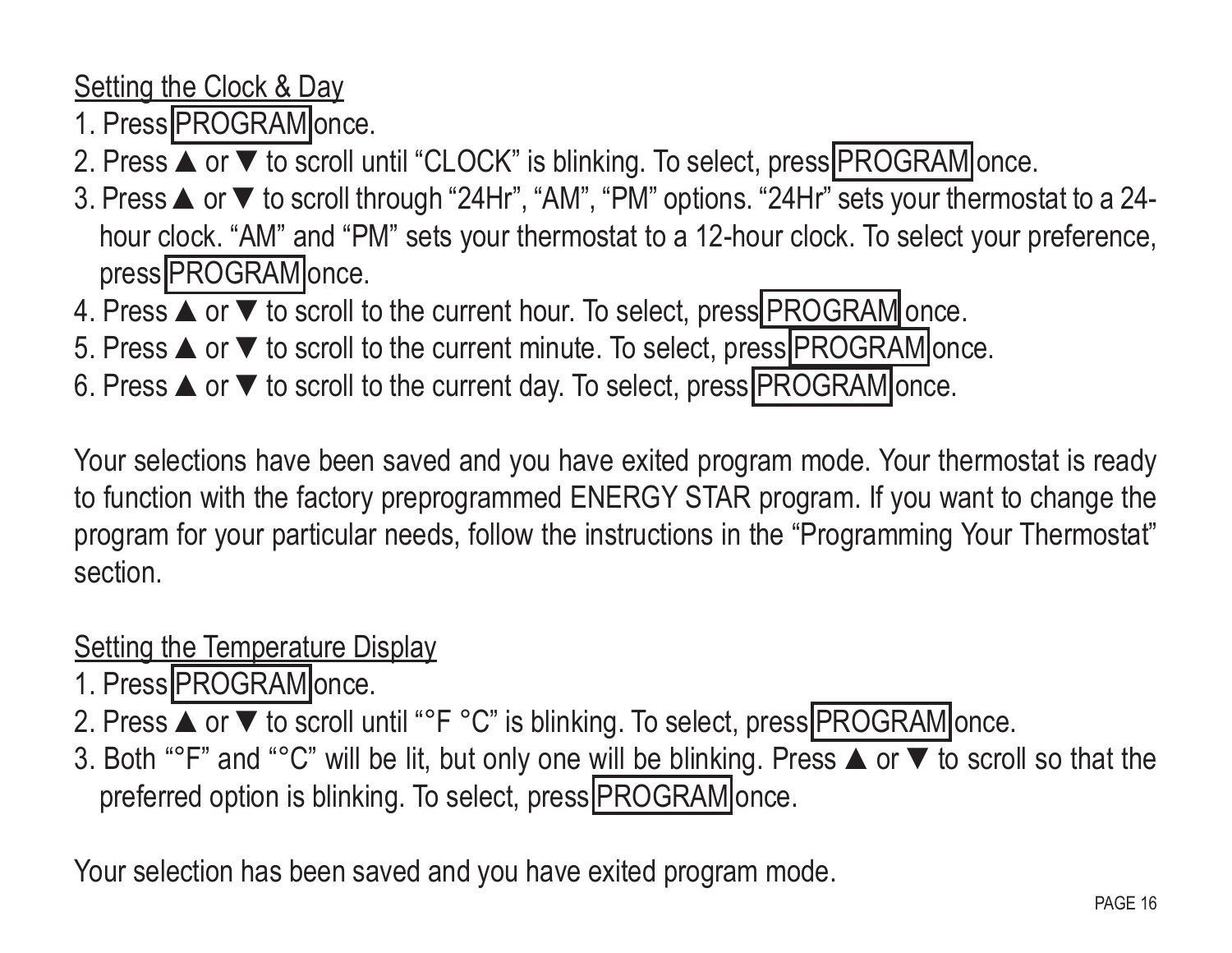## Setting the Clock & Day

1. Press PROGRAM once.
2. Press ▲ or ▼ to scroll until “CLOCK” is blinking. To select, press PROGRAM once.
3. Press ▲ or ▼ to scroll through “24Hr”, “AM”, “PM” options. “24Hr” sets your thermostat to a 24-hour clock. “AM” and “PM” sets your thermostat to a 12-hour clock. To select your preference, press PROGRAM once.
4. Press ▲ or ▼ to scroll to the current hour. To select, press PROGRAM once.
5. Press ▲ or ▼ to scroll to the current minute. To select, press PROGRAM once.
6. Press ▲ or ▼ to scroll to the current day. To select, press PROGRAM once.

Your selections have been saved and you have exited program mode. Your thermostat is ready to function with the factory preprogrammed ENERGY STAR program. If you want to change the program for your particular needs, follow the instructions in the “Programming Your Thermostat” section.

## Setting the Temperature Display

1. Press PROGRAM once.
2. Press ▲ or ▼ to scroll until “°F °C” is blinking. To select, press PROGRAM once.
3. Both “°F” and “°C” will be lit, but only one will be blinking. Press ▲ or ▼ to scroll so that the preferred option is blinking. To select, press PROGRAM once.

Your selection has been saved and you have exited program mode.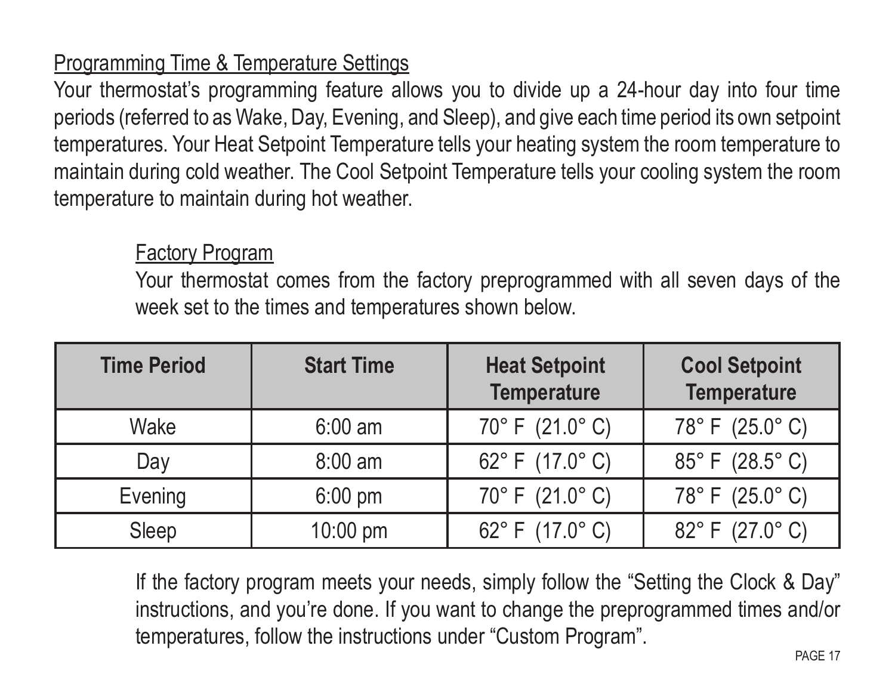## Programming Time & Temperature Settings

Your thermostat's programming feature allows you to divide up a 24-hour day into four time periods (referred to as Wake, Day, Evening, and Sleep), and give each time period its own setpoint temperatures. Your Heat Setpoint Temperature tells your heating system the room temperature to maintain during cold weather. The Cool Setpoint Temperature tells your cooling system the room temperature to maintain during hot weather.

### Factory Program

Your thermostat comes from the factory preprogrammed with all seven days of the week set to the times and temperatures shown below.

| Time Period | Start Time | Heat Setpoint Temperature | Cool Setpoint Temperature |
|---|---|---|---|
| Wake | 6:00 am | 70° F (21.0° C) | 78° F (25.0° C) |
| Day | 8:00 am | 62° F (17.0° C) | 85° F (28.5° C) |
| Evening | 6:00 pm | 70° F (21.0° C) | 78° F (25.0° C) |
| Sleep | 10:00 pm | 62° F (17.0° C) | 82° F (27.0° C) |

If the factory program meets your needs, simply follow the "Setting the Clock & Day" instructions, and you're done. If you want to change the preprogrammed times and/or temperatures, follow the instructions under "Custom Program".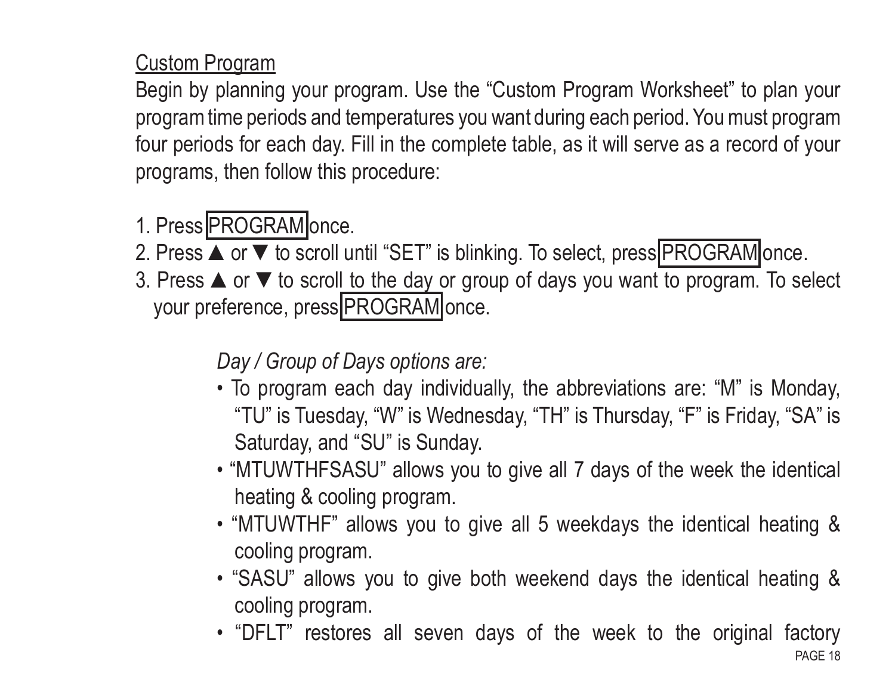Custom Program

Begin by planning your program. Use the “Custom Program Worksheet” to plan your program time periods and temperatures you want during each period. You must program four periods for each day. Fill in the complete table, as it will serve as a record of your programs, then follow this procedure:

1. Press PROGRAM once.
2. Press ▲ or ▼ to scroll until “SET” is blinking. To select, press PROGRAM once.
3. Press ▲ or ▼ to scroll to the day or group of days you want to program. To select your preference, press PROGRAM once.

*Day / Group of Days options are:*

- To program each day individually, the abbreviations are: “M” is Monday, “TU” is Tuesday, “W” is Wednesday, “TH” is Thursday, “F” is Friday, “SA” is Saturday, and “SU” is Sunday.
- “MTUWTHFSASU” allows you to give all 7 days of the week the identical heating & cooling program.
- “MTUWTHF” allows you to give all 5 weekdays the identical heating & cooling program.
- “SASU” allows you to give both weekend days the identical heating & cooling program.
- “DFLT” restores all seven days of the week to the original factory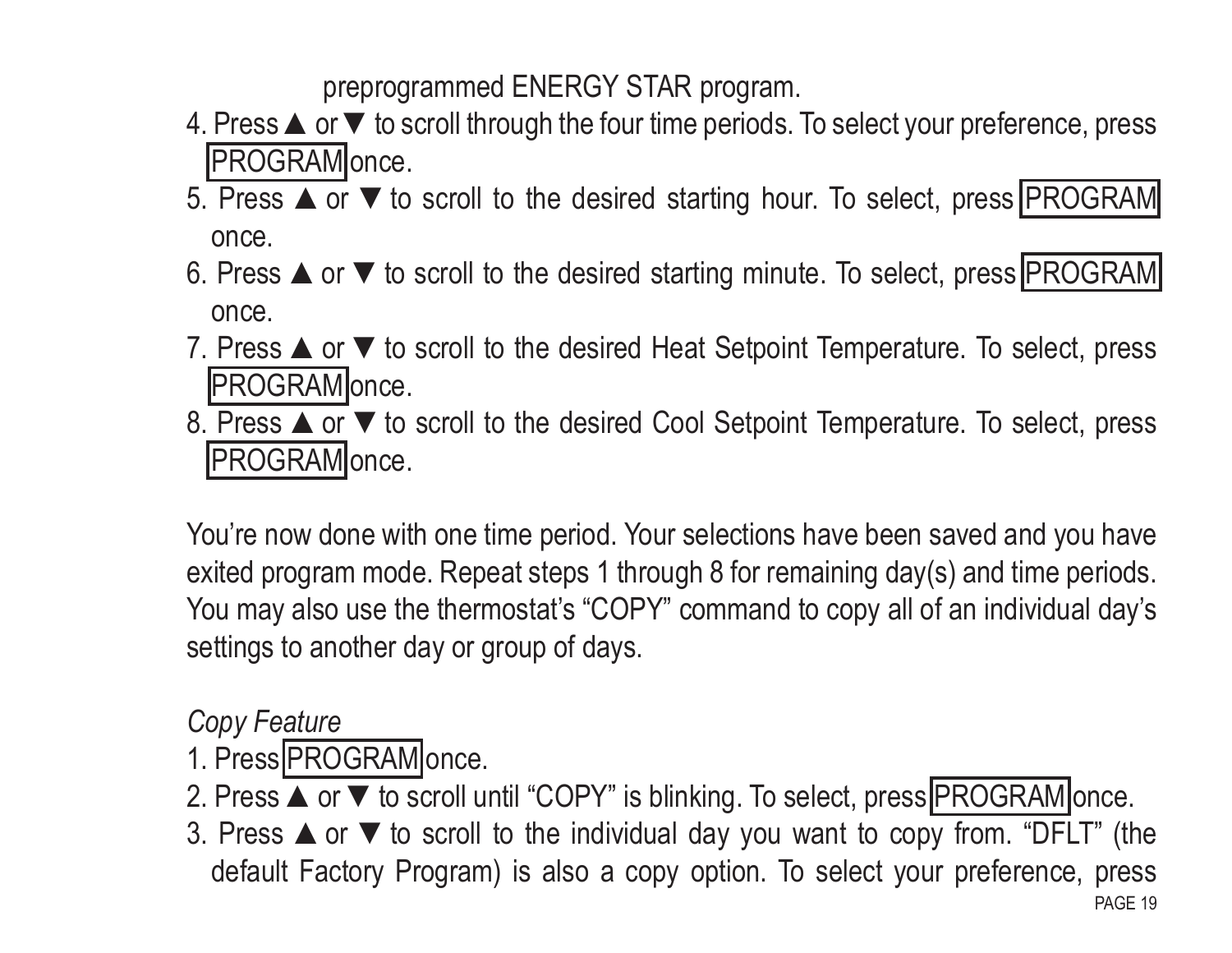preprogrammed ENERGY STAR program.

4. Press ▲ or ▼ to scroll through the four time periods. To select your preference, press PROGRAM once.
5. Press ▲ or ▼ to scroll to the desired starting hour. To select, press PROGRAM once.
6. Press ▲ or ▼ to scroll to the desired starting minute. To select, press PROGRAM once.
7. Press ▲ or ▼ to scroll to the desired Heat Setpoint Temperature. To select, press PROGRAM once.
8. Press ▲ or ▼ to scroll to the desired Cool Setpoint Temperature. To select, press PROGRAM once.

You're now done with one time period. Your selections have been saved and you have exited program mode. Repeat steps 1 through 8 for remaining day(s) and time periods. You may also use the thermostat's "COPY" command to copy all of an individual day's settings to another day or group of days.

*Copy Feature*

1. Press PROGRAM once.
2. Press ▲ or ▼ to scroll until "COPY" is blinking. To select, press PROGRAM once.
3. Press ▲ or ▼ to scroll to the individual day you want to copy from. "DFLT" (the default Factory Program) is also a copy option. To select your preference, press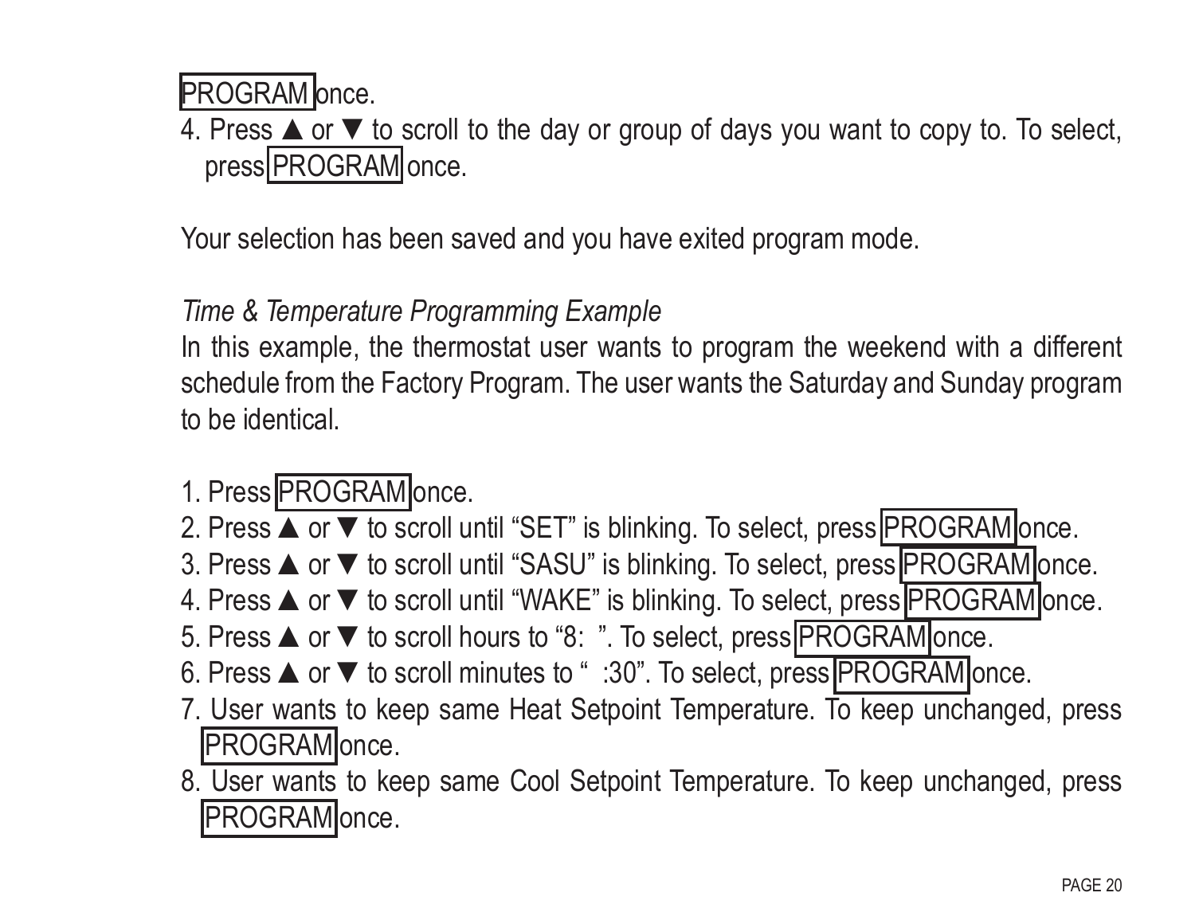PROGRAM once.

4. Press ▲ or ▼ to scroll to the day or group of days you want to copy to. To select, press PROGRAM once.

Your selection has been saved and you have exited program mode.

*Time & Temperature Programming Example*

In this example, the thermostat user wants to program the weekend with a different schedule from the Factory Program. The user wants the Saturday and Sunday program to be identical.

1. Press PROGRAM once.
2. Press ▲ or ▼ to scroll until “SET” is blinking. To select, press PROGRAM once.
3. Press ▲ or ▼ to scroll until “SASU” is blinking. To select, press PROGRAM once.
4. Press ▲ or ▼ to scroll until “WAKE” is blinking. To select, press PROGRAM once.
5. Press ▲ or ▼ to scroll hours to “8:  ”. To select, press PROGRAM once.
6. Press ▲ or ▼ to scroll minutes to “  :30”. To select, press PROGRAM once.
7. User wants to keep same Heat Setpoint Temperature. To keep unchanged, press PROGRAM once.
8. User wants to keep same Cool Setpoint Temperature. To keep unchanged, press PROGRAM once.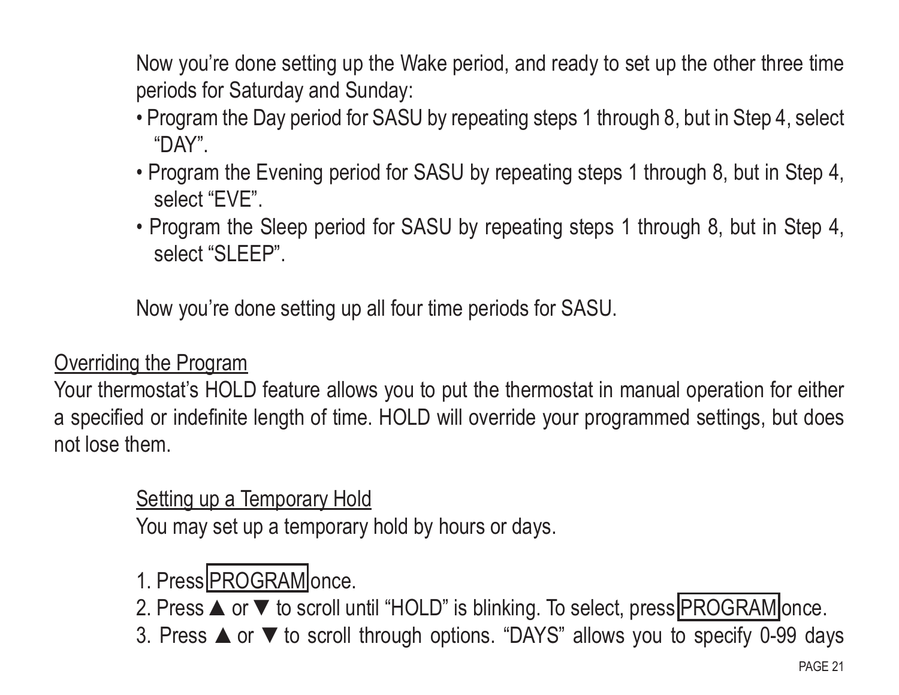Now you're done setting up the Wake period, and ready to set up the other three time periods for Saturday and Sunday:

- Program the Day period for SASU by repeating steps 1 through 8, but in Step 4, select "DAY".
- Program the Evening period for SASU by repeating steps 1 through 8, but in Step 4, select "EVE".
- Program the Sleep period for SASU by repeating steps 1 through 8, but in Step 4, select "SLEEP".

Now you're done setting up all four time periods for SASU.

## Overriding the Program

Your thermostat's HOLD feature allows you to put the thermostat in manual operation for either a specified or indefinite length of time. HOLD will override your programmed settings, but does not lose them.

### Setting up a Temporary Hold

You may set up a temporary hold by hours or days.

1. Press PROGRAM once.
2. Press ▲ or ▼ to scroll until "HOLD" is blinking. To select, press PROGRAM once.
3. Press ▲ or ▼ to scroll through options. "DAYS" allows you to specify 0-99 days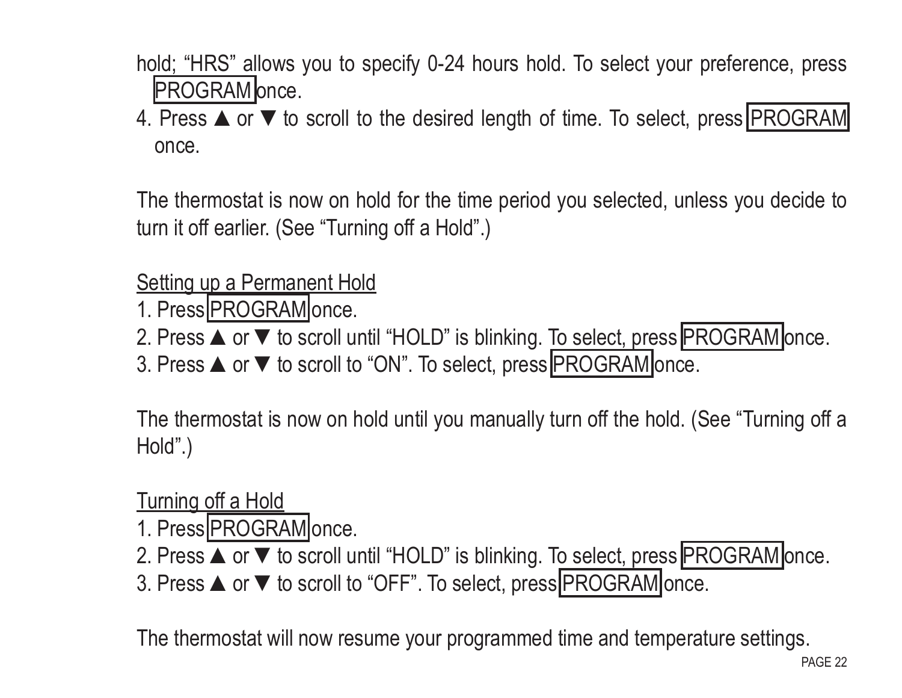hold; “HRS” allows you to specify 0-24 hours hold. To select your preference, press PROGRAM once.

4. Press ▲ or ▼ to scroll to the desired length of time. To select, press PROGRAM once.

The thermostat is now on hold for the time period you selected, unless you decide to turn it off earlier. (See “Turning off a Hold”.)

Setting up a Permanent Hold

1. Press PROGRAM once.
2. Press ▲ or ▼ to scroll until “HOLD” is blinking. To select, press PROGRAM once.
3. Press ▲ or ▼ to scroll to “ON”. To select, press PROGRAM once.

The thermostat is now on hold until you manually turn off the hold. (See “Turning off a Hold”.)

Turning off a Hold

1. Press PROGRAM once.
2. Press ▲ or ▼ to scroll until “HOLD” is blinking. To select, press PROGRAM once.
3. Press ▲ or ▼ to scroll to “OFF”. To select, press PROGRAM once.

The thermostat will now resume your programmed time and temperature settings.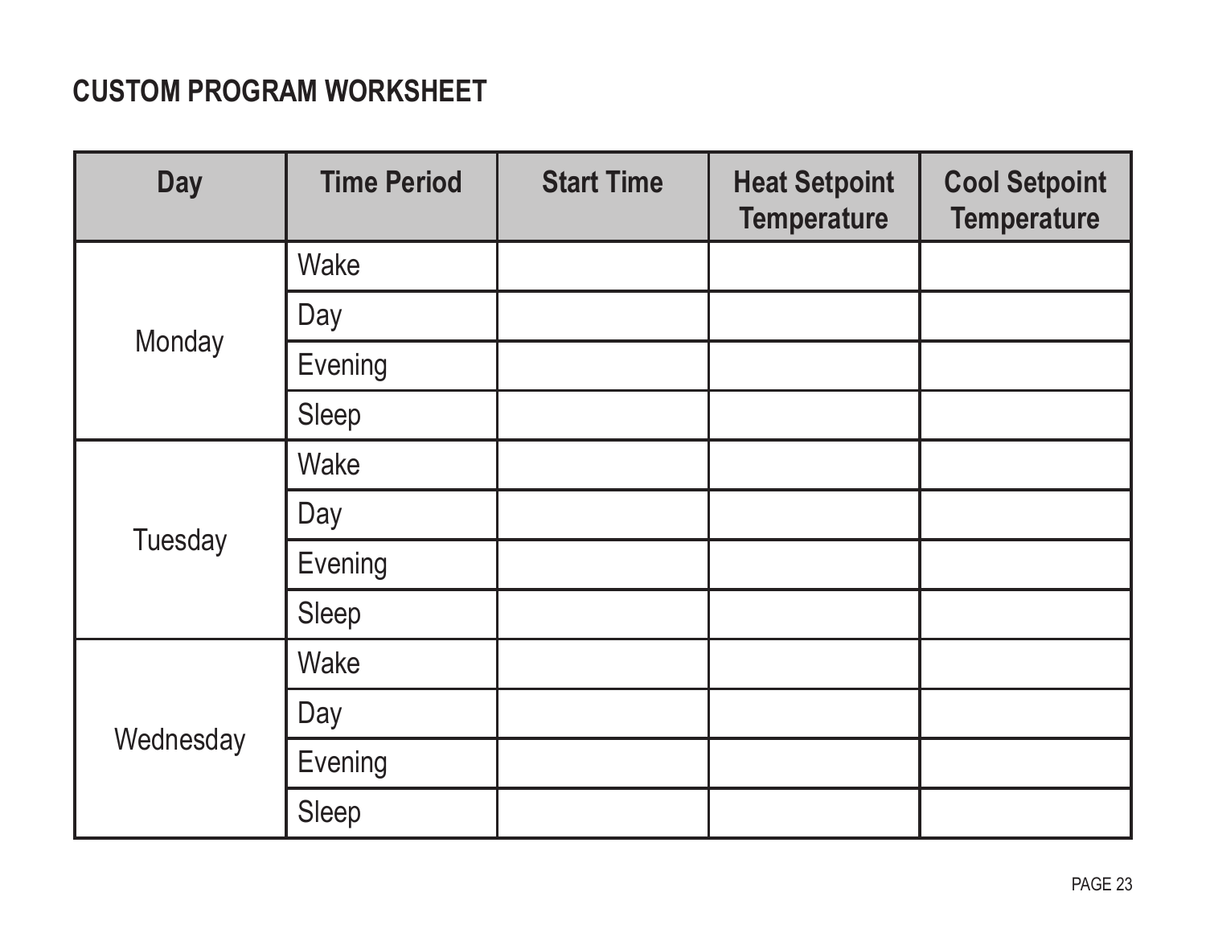## CUSTOM PROGRAM WORKSHEET

| Day | Time Period | Start Time | Heat Setpoint Temperature | Cool Setpoint Temperature |
| --- | --- | --- | --- | --- |
| Monday | Wake | | | |
| | Day | | | |
| | Evening | | | |
| | Sleep | | | |
| Tuesday | Wake | | | |
| | Day | | | |
| | Evening | | | |
| | Sleep | | | |
| Wednesday | Wake | | | |
| | Day | | | |
| | Evening | | | |
| | Sleep | | | |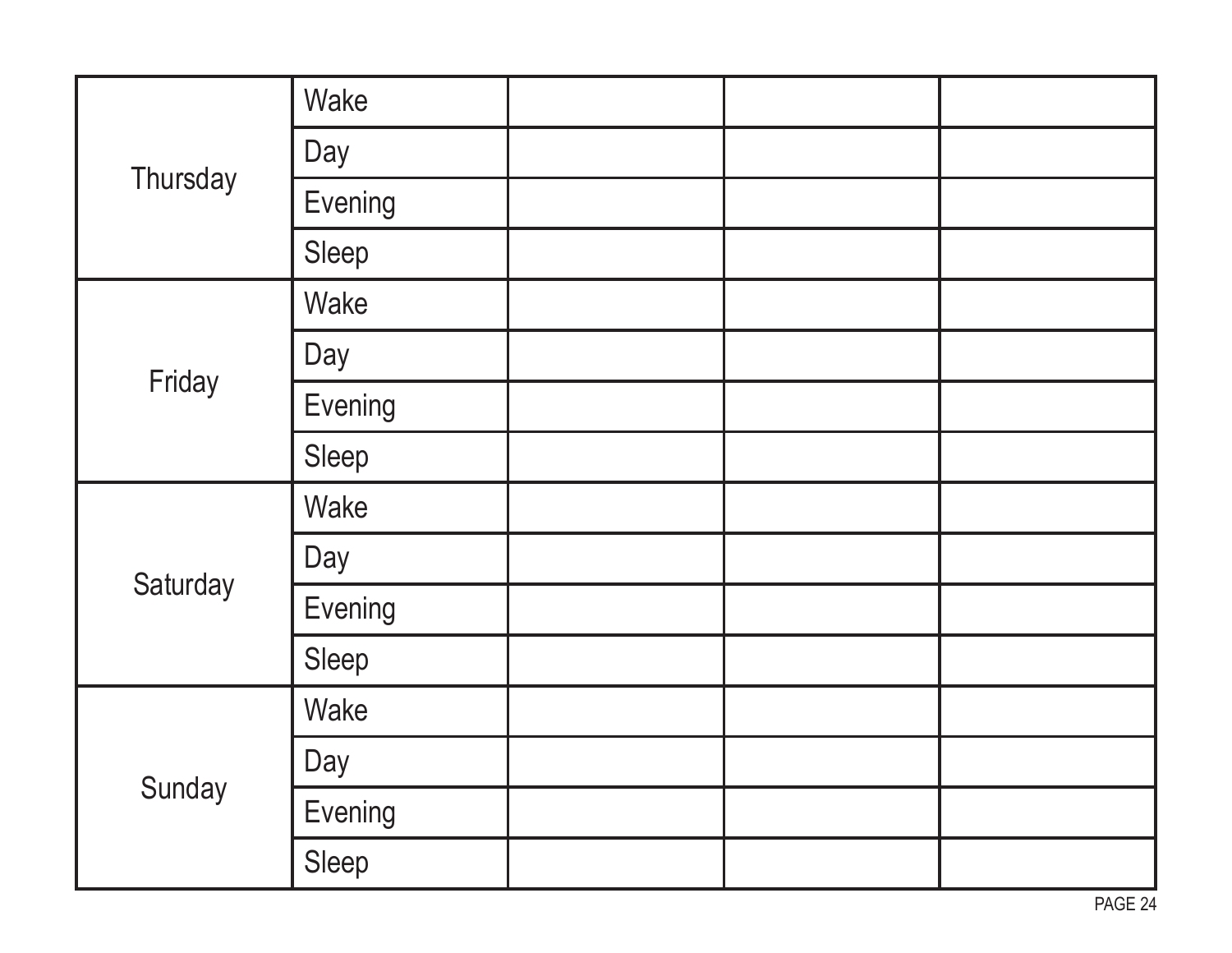| | | | | |
|---|---|---|---|---|
| Thursday | Wake | | | |
| | Day | | | |
| | Evening | | | |
| | Sleep | | | |
| Friday | Wake | | | |
| | Day | | | |
| | Evening | | | |
| | Sleep | | | |
| Saturday | Wake | | | |
| | Day | | | |
| | Evening | | | |
| | Sleep | | | |
| Sunday | Wake | | | |
| | Day | | | |
| | Evening | | | |
| | Sleep | | | |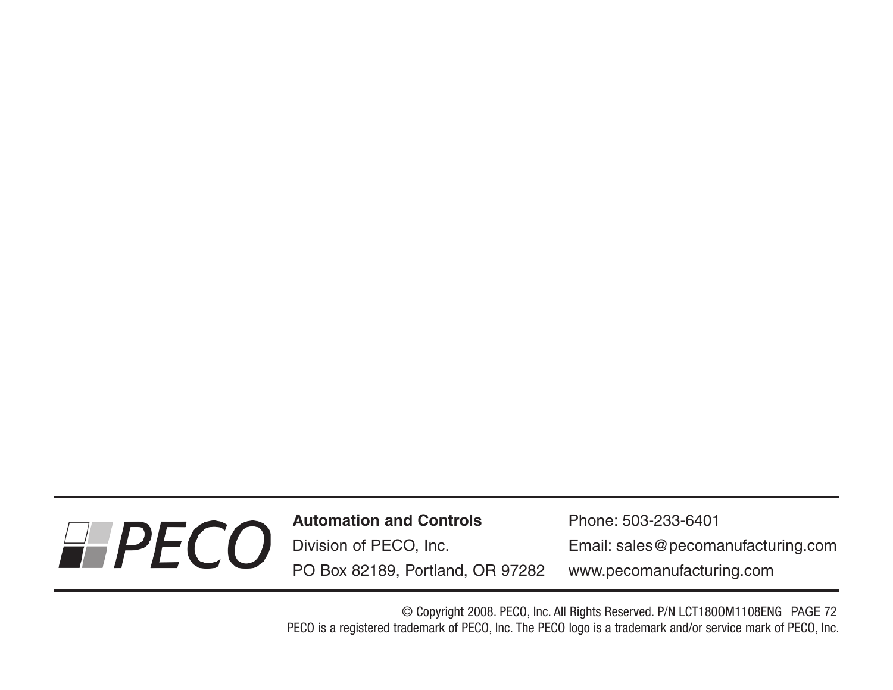PECO

**Automation and Controls**

Division of PECO, Inc.

PO Box 82189, Portland, OR 97282

Phone: 503-233-6401

Email: sales@pecomanufacturing.com

www.pecomanufacturing.com

© Copyright 2008. PECO, Inc. All Rights Reserved. P/N LCT180OM1108ENG PAGE 72

PECO is a registered trademark of PECO, Inc. The PECO logo is a trademark and/or service mark of PECO, Inc.